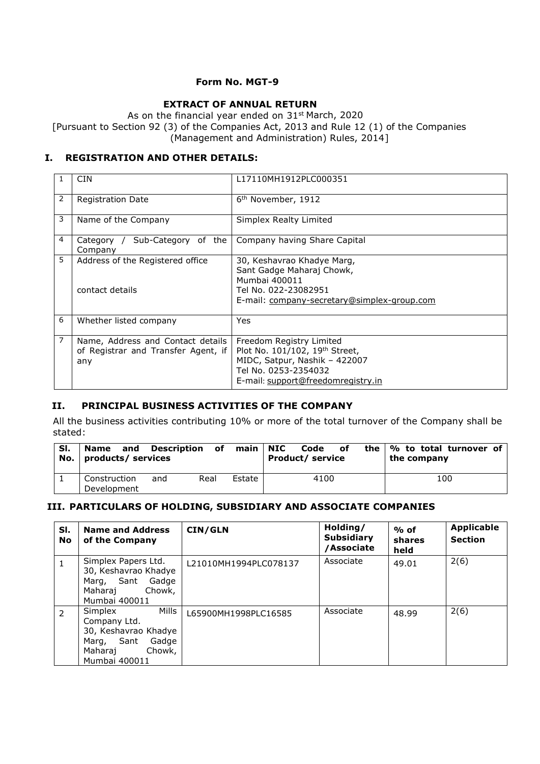# Form No. MGT-9

## EXTRACT OF ANNUAL RETURN

As on the financial year ended on 31st March, 2020
[Pursuant to Section 92 (3) of the Companies Act, 2013 and Rule 12 (1) of the Companies (Management and Administration) Rules, 2014]

## I. REGISTRATION AND OTHER DETAILS:

| | | |
|---|---|---|
| 1 | CIN | L17110MH1912PLC000351 |
| 2 | Registration Date | 6th November, 1912 |
| 3 | Name of the Company | Simplex Realty Limited |
| 4 | Category / Sub-Category of the Company | Company having Share Capital |
| 5 | Address of the Registered office<br><br>contact details | 30, Keshavrao Khadye Marg,<br>Sant Gadge Maharaj Chowk,<br>Mumbai 400011<br>Tel No. 022-23082951<br>E-mail: company-secretary@simplex-group.com |
| 6 | Whether listed company | Yes |
| 7 | Name, Address and Contact details of Registrar and Transfer Agent, if any | Freedom Registry Limited<br>Plot No. 101/102, 19th Street,<br>MIDC, Satpur, Nashik – 422007<br>Tel No. 0253-2354032<br>E-mail: support@freedomregistry.in |

## II. PRINCIPAL BUSINESS ACTIVITIES OF THE COMPANY

All the business activities contributing 10% or more of the total turnover of the Company shall be stated:

| Sl. No. | Name and Description of main products/ services | NIC Code of the Product/ service | % to total turnover of the company |
|---|---|---|---|
| 1 | Construction and Real Estate Development | 4100 | 100 |

## III. PARTICULARS OF HOLDING, SUBSIDIARY AND ASSOCIATE COMPANIES

| Sl. No | Name and Address of the Company | CIN/GLN | Holding/ Subsidiary /Associate | % of shares held | Applicable Section |
|---|---|---|---|---|---|
| 1 | Simplex Papers Ltd. 30, Keshavrao Khadye Marg, Sant Gadge Maharaj Chowk, Mumbai 400011 | L21010MH1994PLC078137 | Associate | 49.01 | 2(6) |
| 2 | Simplex Mills Company Ltd. 30, Keshavrao Khadye Marg, Sant Gadge Maharaj Chowk, Mumbai 400011 | L65900MH1998PLC16585 | Associate | 48.99 | 2(6) |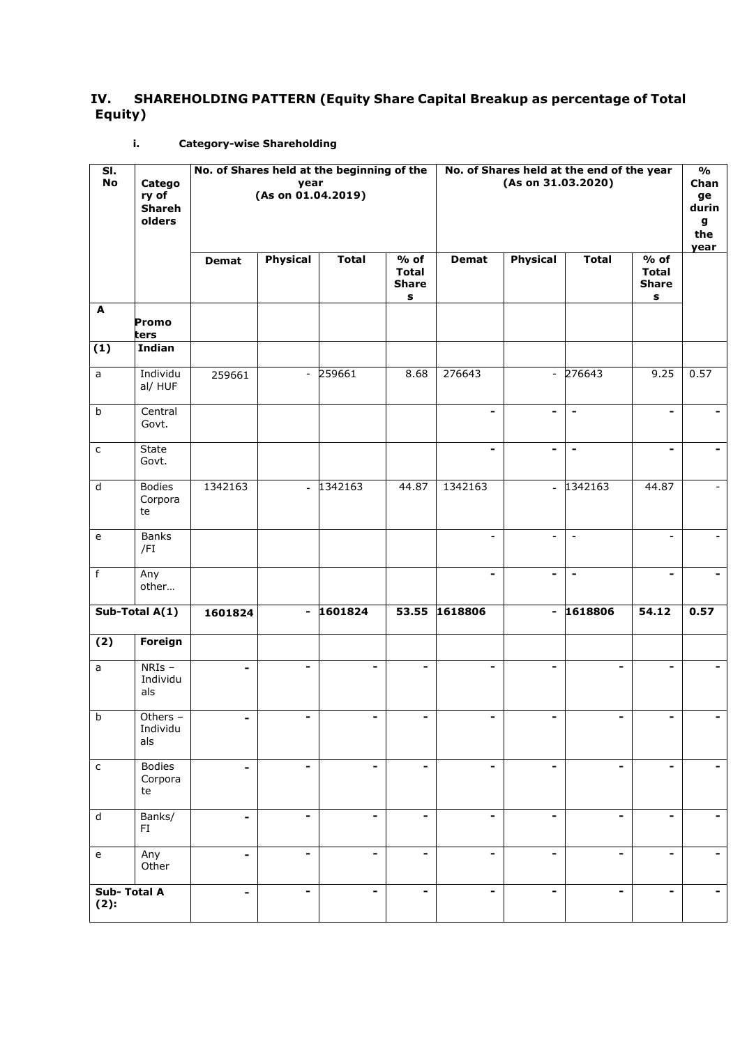## IV. SHAREHOLDING PATTERN (Equity Share Capital Breakup as percentage of Total Equity)

### i. Category-wise Shareholding

| Sl. No | Category of Shareholders | No. of Shares held at the beginning of the year (As on 01.04.2019) | | | | No. of Shares held at the end of the year (As on 31.03.2020) | | | | % Change during the year |
|---|---|---|---|---|---|---|---|---|---|---|
| | | Demat | Physical | Total | % of Total Shares | Demat | Physical | Total | % of Total Shares | |
| A | Promoters | | | | | | | | | |
| (1) | Indian | | | | | | | | | |
| a | Individual/ HUF | 259661 | - | 259661 | 8.68 | 276643 | - | 276643 | 9.25 | 0.57 |
| b | Central Govt. | | | | | - | - | - | - | - |
| c | State Govt. | | | | | - | - | - | - | - |
| d | Bodies Corporate | 1342163 | - | 1342163 | 44.87 | 1342163 | - | 1342163 | 44.87 | - |
| e | Banks /FI | | | | | - | - | - | - | - |
| f | Any other… | | | | | - | - | - | - | - |
| **Sub-Total A(1)** | | **1601824** | **-** | **1601824** | **53.55** | **1618806** | **-** | **1618806** | **54.12** | **0.57** |
| (2) | Foreign | | | | | | | | | |
| a | NRIs – Individuals | - | - | - | - | - | - | - | - | - |
| b | Others – Individuals | - | - | - | - | - | - | - | - | - |
| c | Bodies Corporate | - | - | - | - | - | - | - | - | - |
| d | Banks/ FI | - | - | - | - | - | - | - | - | - |
| e | Any Other | - | - | - | - | - | - | - | - | - |
| **Sub- Total A (2):** | | - | - | - | - | - | - | - | - | - |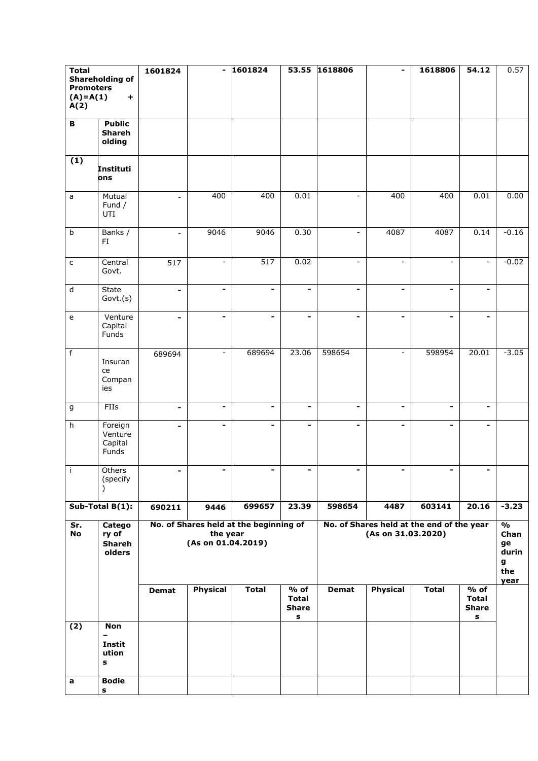| Total Shareholding of Promoters (A)=A(1) + A(2) | | 1601824 | - | 1601824 | 53.55 | 1618806 | - | 1618806 | 54.12 | 0.57 |
|---|---|---|---|---|---|---|---|---|---|---|
| B | Public Shareholding | | | | | | | | | |
| (1) | Institutions | | | | | | | | | |
| a | Mutual Fund / UTI | - | 400 | 400 | 0.01 | - | 400 | 400 | 0.01 | 0.00 |
| b | Banks / FI | - | 9046 | 9046 | 0.30 | - | 4087 | 4087 | 0.14 | -0.16 |
| c | Central Govt. | 517 | - | 517 | 0.02 | - | - | - | - | -0.02 |
| d | State Govt.(s) | - | - | - | - | - | - | - | - | |
| e | Venture Capital Funds | - | - | - | - | - | - | - | - | |
| f | Insurance Companies | 689694 | - | 689694 | 23.06 | 598654 | - | 598954 | 20.01 | -3.05 |
| g | FIIs | - | - | - | - | - | - | - | - | |
| h | Foreign Venture Capital Funds | - | - | - | - | - | - | - | - | |
| i | Others (specify) | - | - | - | - | - | - | - | - | |
| Sub-Total B(1): | | 690211 | 9446 | 699657 | 23.39 | 598654 | 4487 | 603141 | 20.16 | -3.23 |
| Sr. No | Category of Shareholders | No. of Shares held at the beginning of the year (As on 01.04.2019) | | | | No. of Shares held at the end of the year (As on 31.03.2020) | | | | % Change during the year |
| | | Demat | Physical | Total | % of Total Shares | Demat | Physical | Total | % of Total Shares | |
| (2) | Non – Institutions | | | | | | | | | |
| a | Bodies | | | | | | | | | |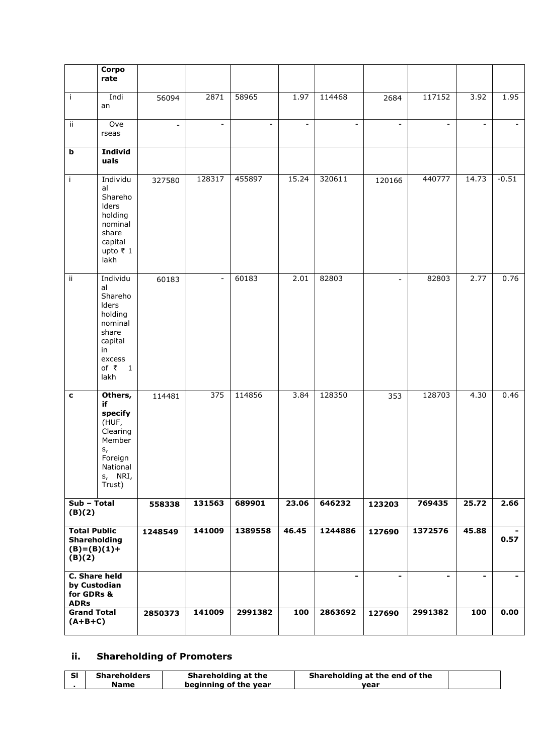| | | | | | | | | | | |
|---|---|---|---|---|---|---|---|---|---|---|
| | **Corporate** | | | | | | | | | |
| i | Indian | 56094 | 2871 | 58965 | 1.97 | 114468 | 2684 | 117152 | 3.92 | 1.95 |
| ii | Overseas | - | - | - | - | - | - | - | - | - |
| **b** | **Individuals** | | | | | | | | | |
| i | Individual Shareholders holding nominal share capital upto ₹ 1 lakh | 327580 | 128317 | 455897 | 15.24 | 320611 | 120166 | 440777 | 14.73 | -0.51 |
| ii | Individual Shareholders holding nominal share capital in excess of ₹ 1 lakh | 60183 | - | 60183 | 2.01 | 82803 | - | 82803 | 2.77 | 0.76 |
| **c** | **Others, if specify** (HUF, Clearing Members, Foreign Nationals, NRI, Trust) | 114481 | 375 | 114856 | 3.84 | 128350 | 353 | 128703 | 4.30 | 0.46 |
| **Sub – Total (B)(2)** | | **558338** | **131563** | **689901** | **23.06** | **646232** | **123203** | **769435** | **25.72** | **2.66** |
| **Total Public Shareholding (B)=(B)(1)+(B)(2)** | | **1248549** | **141009** | **1389558** | **46.45** | **1244886** | **127690** | **1372576** | **45.88** | **-0.57** |
| **C. Share held by Custodian for GDRs & ADRs** | | | | | | **-** | **-** | **-** | **-** | **-** |
| **Grand Total (A+B+C)** | | **2850373** | **141009** | **2991382** | **100** | **2863692** | **127690** | **2991382** | **100** | **0.00** |

## ii. Shareholding of Promoters

| Sl. | Shareholders Name | Shareholding at the beginning of the year | Shareholding at the end of the year | |
|---|---|---|---|---|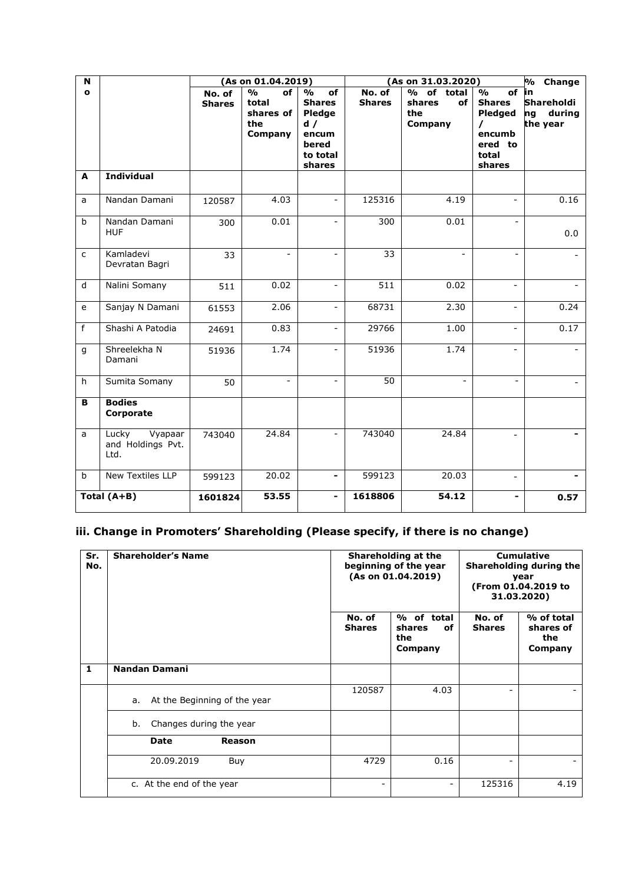| No | | (As on 01.04.2019) | | | (As on 31.03.2020) | | | % Change in Shareholding during the year |
|---|---|---|---|---|---|---|---|---|
| | | No. of Shares | % of total shares of the Company | % of Shares Pledged / encumbered to total shares | No. of Shares | % of total shares of the Company | % of Shares Pledged / encumbered to total shares | |
| **A** | **Individual** | | | | | | | |
| a | Nandan Damani | 120587 | 4.03 | - | 125316 | 4.19 | - | 0.16 |
| b | Nandan Damani HUF | 300 | 0.01 | - | 300 | 0.01 | - | 0.0 |
| c | Kamladevi Devratan Bagri | 33 | - | - | 33 | - | - | - |
| d | Nalini Somany | 511 | 0.02 | - | 511 | 0.02 | - | - |
| e | Sanjay N Damani | 61553 | 2.06 | - | 68731 | 2.30 | - | 0.24 |
| f | Shashi A Patodia | 24691 | 0.83 | - | 29766 | 1.00 | - | 0.17 |
| g | Shreelekha N Damani | 51936 | 1.74 | - | 51936 | 1.74 | - | - |
| h | Sumita Somany | 50 | - | - | 50 | - | - | - |
| **B** | **Bodies Corporate** | | | | | | | |
| a | Lucky Vyapaar and Holdings Pvt. Ltd. | 743040 | 24.84 | - | 743040 | 24.84 | - | - |
| b | New Textiles LLP | 599123 | 20.02 | - | 599123 | 20.03 | - | - |
| **Total (A+B)** | | **1601824** | **53.55** | **-** | **1618806** | **54.12** | **-** | **0.57** |

### iii. Change in Promoters' Shareholding (Please specify, if there is no change)

| Sr. No. | Shareholder's Name | Shareholding at the beginning of the year (As on 01.04.2019) | | Cumulative Shareholding during the year (From 01.04.2019 to 31.03.2020) | |
|---|---|---|---|---|---|
| | | No. of Shares | % of total shares of the Company | No. of Shares | % of total shares of the Company |
| **1** | **Nandan Damani** | | | | |
| | a. At the Beginning of the year | 120587 | 4.03 | - | - |
| | b. Changes during the year | | | | |
| | **Date** **Reason** | | | | |
| | 20.09.2019 Buy | 4729 | 0.16 | - | - |
| | c. At the end of the year | - | - | 125316 | 4.19 |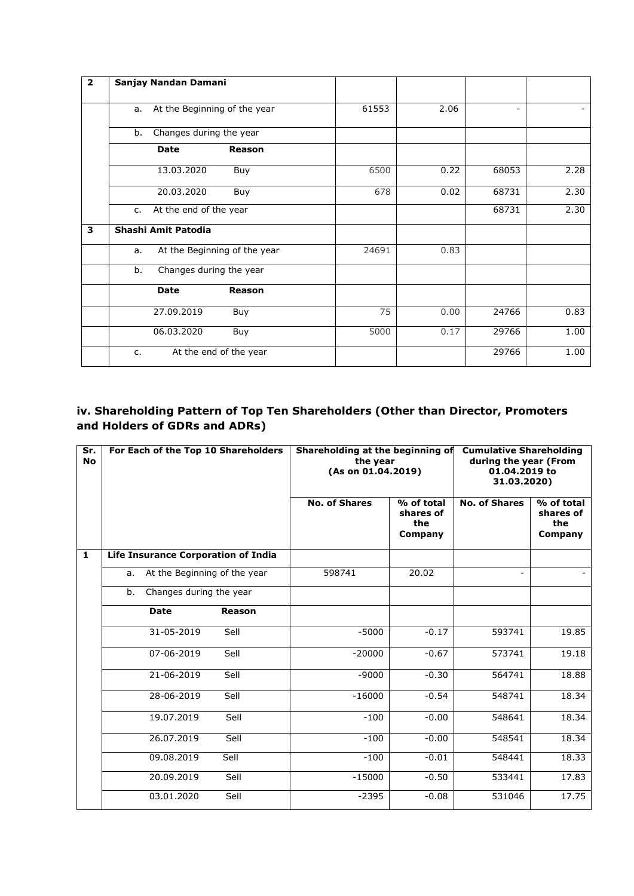| 2 | Sanjay Nandan Damani | | | | |
|---|---|---|---|---|---|
| | a. At the Beginning of the year | 61553 | 2.06 | - | - |
| | b. Changes during the year | | | | |
| | **Date** **Reason** | | | | |
| | 13.03.2020 Buy | 6500 | 0.22 | 68053 | 2.28 |
| | 20.03.2020 Buy | 678 | 0.02 | 68731 | 2.30 |
| | c. At the end of the year | | | 68731 | 2.30 |
| **3** | **Shashi Amit Patodia** | | | | |
| | a. At the Beginning of the year | 24691 | 0.83 | | |
| | b. Changes during the year | | | | |
| | **Date** **Reason** | | | | |
| | 27.09.2019 Buy | 75 | 0.00 | 24766 | 0.83 |
| | 06.03.2020 Buy | 5000 | 0.17 | 29766 | 1.00 |
| | c. At the end of the year | | | 29766 | 1.00 |

## iv. Shareholding Pattern of Top Ten Shareholders (Other than Director, Promoters and Holders of GDRs and ADRs)

| Sr. No | For Each of the Top 10 Shareholders | Shareholding at the beginning of the year (As on 01.04.2019) | | Cumulative Shareholding during the year (From 01.04.2019 to 31.03.2020) | |
|---|---|---|---|---|---|
| | | No. of Shares | % of total shares of the Company | No. of Shares | % of total shares of the Company |
| **1** | **Life Insurance Corporation of India** | | | | |
| | a. At the Beginning of the year | 598741 | 20.02 | - | - |
| | b. Changes during the year | | | | |
| | **Date** **Reason** | | | | |
| | 31-05-2019 Sell | -5000 | -0.17 | 593741 | 19.85 |
| | 07-06-2019 Sell | -20000 | -0.67 | 573741 | 19.18 |
| | 21-06-2019 Sell | -9000 | -0.30 | 564741 | 18.88 |
| | 28-06-2019 Sell | -16000 | -0.54 | 548741 | 18.34 |
| | 19.07.2019 Sell | -100 | -0.00 | 548641 | 18.34 |
| | 26.07.2019 Sell | -100 | -0.00 | 548541 | 18.34 |
| | 09.08.2019 Sell | -100 | -0.01 | 548441 | 18.33 |
| | 20.09.2019 Sell | -15000 | -0.50 | 533441 | 17.83 |
| | 03.01.2020 Sell | -2395 | -0.08 | 531046 | 17.75 |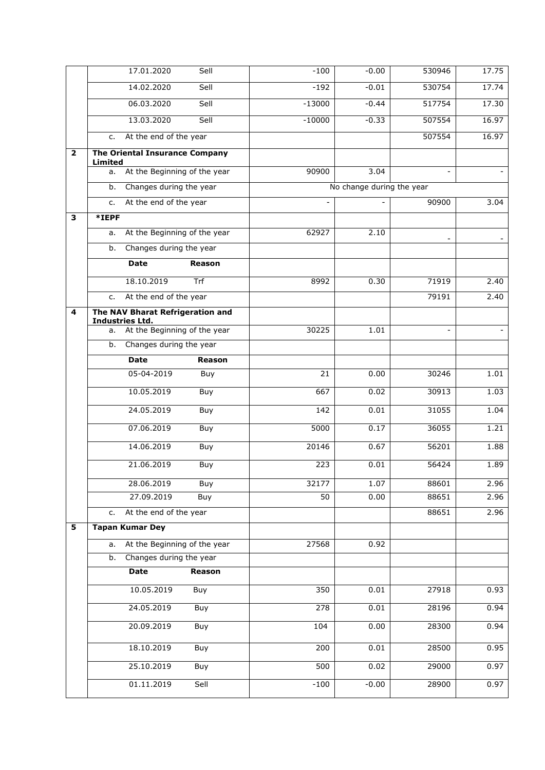|  |  |  |  |  |  |
|---|---|---|---|---|---|
|  | 17.01.2020 Sell | -100 | -0.00 | 530946 | 17.75 |
|  | 14.02.2020 Sell | -192 | -0.01 | 530754 | 17.74 |
|  | 06.03.2020 Sell | -13000 | -0.44 | 517754 | 17.30 |
|  | 13.03.2020 Sell | -10000 | -0.33 | 507554 | 16.97 |
|  | c. At the end of the year |  |  | 507554 | 16.97 |
| **2** | **The Oriental Insurance Company Limited** |  |  |  |  |
|  | a. At the Beginning of the year | 90900 | 3.04 | - | - |
|  | b. Changes during the year | No change during the year |  |  |  |
|  | c. At the end of the year | - | - | 90900 | 3.04 |
| **3** | ***IEPF** |  |  |  |  |
|  | a. At the Beginning of the year | 62927 | 2.10 | - | - |
|  | b. Changes during the year |  |  |  |  |
|  | **Date Reason** |  |  |  |  |
|  | 18.10.2019 Trf | 8992 | 0.30 | 71919 | 2.40 |
|  | c. At the end of the year |  |  | 79191 | 2.40 |
| **4** | **The NAV Bharat Refrigeration and Industries Ltd.** |  |  |  |  |
|  | a. At the Beginning of the year | 30225 | 1.01 | - | - |
|  | b. Changes during the year |  |  |  |  |
|  | **Date Reason** |  |  |  |  |
|  | 05-04-2019 Buy | 21 | 0.00 | 30246 | 1.01 |
|  | 10.05.2019 Buy | 667 | 0.02 | 30913 | 1.03 |
|  | 24.05.2019 Buy | 142 | 0.01 | 31055 | 1.04 |
|  | 07.06.2019 Buy | 5000 | 0.17 | 36055 | 1.21 |
|  | 14.06.2019 Buy | 20146 | 0.67 | 56201 | 1.88 |
|  | 21.06.2019 Buy | 223 | 0.01 | 56424 | 1.89 |
|  | 28.06.2019 Buy | 32177 | 1.07 | 88601 | 2.96 |
|  | 27.09.2019 Buy | 50 | 0.00 | 88651 | 2.96 |
|  | c. At the end of the year |  |  | 88651 | 2.96 |
| **5** | **Tapan Kumar Dey** |  |  |  |  |
|  | a. At the Beginning of the year | 27568 | 0.92 |  |  |
|  | b. Changes during the year |  |  |  |  |
|  | **Date Reason** |  |  |  |  |
|  | 10.05.2019 Buy | 350 | 0.01 | 27918 | 0.93 |
|  | 24.05.2019 Buy | 278 | 0.01 | 28196 | 0.94 |
|  | 20.09.2019 Buy | 104 | 0.00 | 28300 | 0.94 |
|  | 18.10.2019 Buy | 200 | 0.01 | 28500 | 0.95 |
|  | 25.10.2019 Buy | 500 | 0.02 | 29000 | 0.97 |
|  | 01.11.2019 Sell | -100 | -0.00 | 28900 | 0.97 |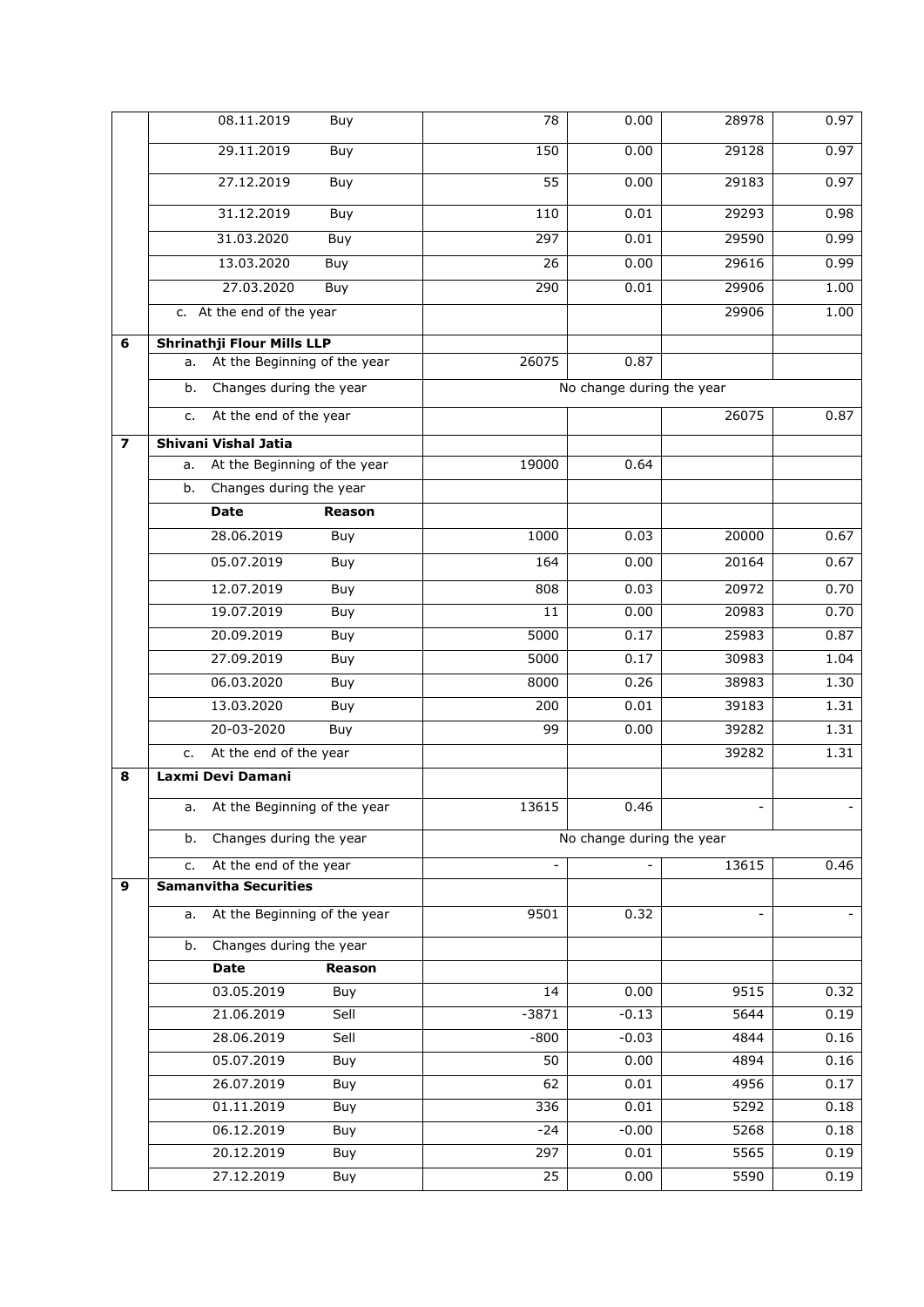| | | | | | |
|---|---|---|---|---|---|
| | 08.11.2019 Buy | 78 | 0.00 | 28978 | 0.97 |
| | 29.11.2019 Buy | 150 | 0.00 | 29128 | 0.97 |
| | 27.12.2019 Buy | 55 | 0.00 | 29183 | 0.97 |
| | 31.12.2019 Buy | 110 | 0.01 | 29293 | 0.98 |
| | 31.03.2020 Buy | 297 | 0.01 | 29590 | 0.99 |
| | 13.03.2020 Buy | 26 | 0.00 | 29616 | 0.99 |
| | 27.03.2020 Buy | 290 | 0.01 | 29906 | 1.00 |
| | c. At the end of the year | | | 29906 | 1.00 |
| **6** | **Shrinathji Flour Mills LLP** | | | | |
| | a. At the Beginning of the year | 26075 | 0.87 | | |
| | b. Changes during the year | No change during the year | | | |
| | c. At the end of the year | | | 26075 | 0.87 |
| **7** | **Shivani Vishal Jatia** | | | | |
| | a. At the Beginning of the year | 19000 | 0.64 | | |
| | b. Changes during the year | | | | |
| | **Date Reason** | | | | |
| | 28.06.2019 Buy | 1000 | 0.03 | 20000 | 0.67 |
| | 05.07.2019 Buy | 164 | 0.00 | 20164 | 0.67 |
| | 12.07.2019 Buy | 808 | 0.03 | 20972 | 0.70 |
| | 19.07.2019 Buy | 11 | 0.00 | 20983 | 0.70 |
| | 20.09.2019 Buy | 5000 | 0.17 | 25983 | 0.87 |
| | 27.09.2019 Buy | 5000 | 0.17 | 30983 | 1.04 |
| | 06.03.2020 Buy | 8000 | 0.26 | 38983 | 1.30 |
| | 13.03.2020 Buy | 200 | 0.01 | 39183 | 1.31 |
| | 20-03-2020 Buy | 99 | 0.00 | 39282 | 1.31 |
| | c. At the end of the year | | | 39282 | 1.31 |
| **8** | **Laxmi Devi Damani** | | | | |
| | a. At the Beginning of the year | 13615 | 0.46 | - | - |
| | b. Changes during the year | No change during the year | | | |
| | c. At the end of the year | - | - | 13615 | 0.46 |
| **9** | **Samanvitha Securities** | | | | |
| | a. At the Beginning of the year | 9501 | 0.32 | - | - |
| | b. Changes during the year | | | | |
| | **Date Reason** | | | | |
| | 03.05.2019 Buy | 14 | 0.00 | 9515 | 0.32 |
| | 21.06.2019 Sell | -3871 | -0.13 | 5644 | 0.19 |
| | 28.06.2019 Sell | -800 | -0.03 | 4844 | 0.16 |
| | 05.07.2019 Buy | 50 | 0.00 | 4894 | 0.16 |
| | 26.07.2019 Buy | 62 | 0.01 | 4956 | 0.17 |
| | 01.11.2019 Buy | 336 | 0.01 | 5292 | 0.18 |
| | 06.12.2019 Buy | -24 | -0.00 | 5268 | 0.18 |
| | 20.12.2019 Buy | 297 | 0.01 | 5565 | 0.19 |
| | 27.12.2019 Buy | 25 | 0.00 | 5590 | 0.19 |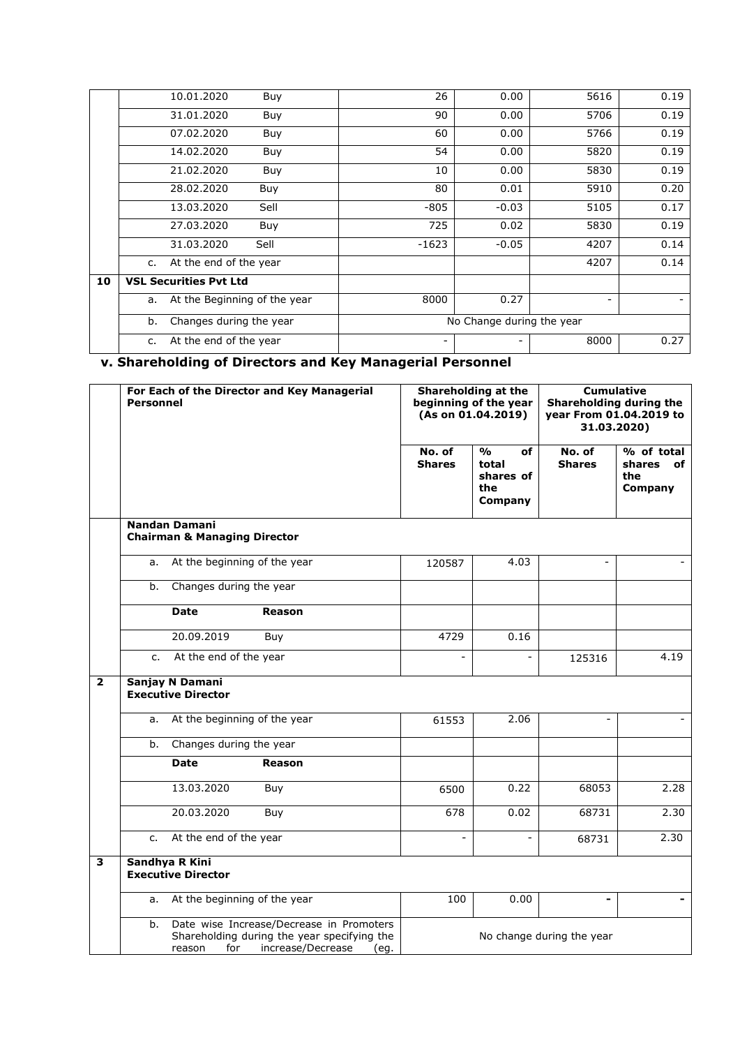| | | | | | |
|---|---|---|---|---|---|
| | 10.01.2020 Buy | 26 | 0.00 | 5616 | 0.19 |
| | 31.01.2020 Buy | 90 | 0.00 | 5706 | 0.19 |
| | 07.02.2020 Buy | 60 | 0.00 | 5766 | 0.19 |
| | 14.02.2020 Buy | 54 | 0.00 | 5820 | 0.19 |
| | 21.02.2020 Buy | 10 | 0.00 | 5830 | 0.19 |
| | 28.02.2020 Buy | 80 | 0.01 | 5910 | 0.20 |
| | 13.03.2020 Sell | -805 | -0.03 | 5105 | 0.17 |
| | 27.03.2020 Buy | 725 | 0.02 | 5830 | 0.19 |
| | 31.03.2020 Sell | -1623 | -0.05 | 4207 | 0.14 |
| | c. At the end of the year | | | 4207 | 0.14 |
| **10** | **VSL Securities Pvt Ltd** | | | | |
| | a. At the Beginning of the year | 8000 | 0.27 | - | - |
| | b. Changes during the year | No Change during the year | | | |
| | c. At the end of the year | - | - | 8000 | 0.27 |

## v. Shareholding of Directors and Key Managerial Personnel

| | For Each of the Director and Key Managerial Personnel | Shareholding at the beginning of the year (As on 01.04.2019) | | Cumulative Shareholding during the year From 01.04.2019 to 31.03.2020) | |
|---|---|---|---|---|---|
| | | **No. of Shares** | **% of total shares of the Company** | **No. of Shares** | **% of total shares of the Company** |
| | **Nandan Damani**<br>**Chairman & Managing Director** | | | | |
| | a. At the beginning of the year | 120587 | 4.03 | - | - |
| | b. Changes during the year | | | | |
| | **Date** **Reason** | | | | |
| | 20.09.2019 Buy | 4729 | 0.16 | | |
| | c. At the end of the year | - | - | 125316 | 4.19 |
| **2** | **Sanjay N Damani**<br>**Executive Director** | | | | |
| | a. At the beginning of the year | 61553 | 2.06 | - | - |
| | b. Changes during the year | | | | |
| | **Date** **Reason** | | | | |
| | 13.03.2020 Buy | 6500 | 0.22 | 68053 | 2.28 |
| | 20.03.2020 Buy | 678 | 0.02 | 68731 | 2.30 |
| | c. At the end of the year | - | - | 68731 | 2.30 |
| **3** | **Sandhya R Kini**<br>**Executive Director** | | | | |
| | a. At the beginning of the year | 100 | 0.00 | - | - |
| | b. Date wise Increase/Decrease in Promoters Shareholding during the year specifying the reason for increase/Decrease (eg. | No change during the year | | | |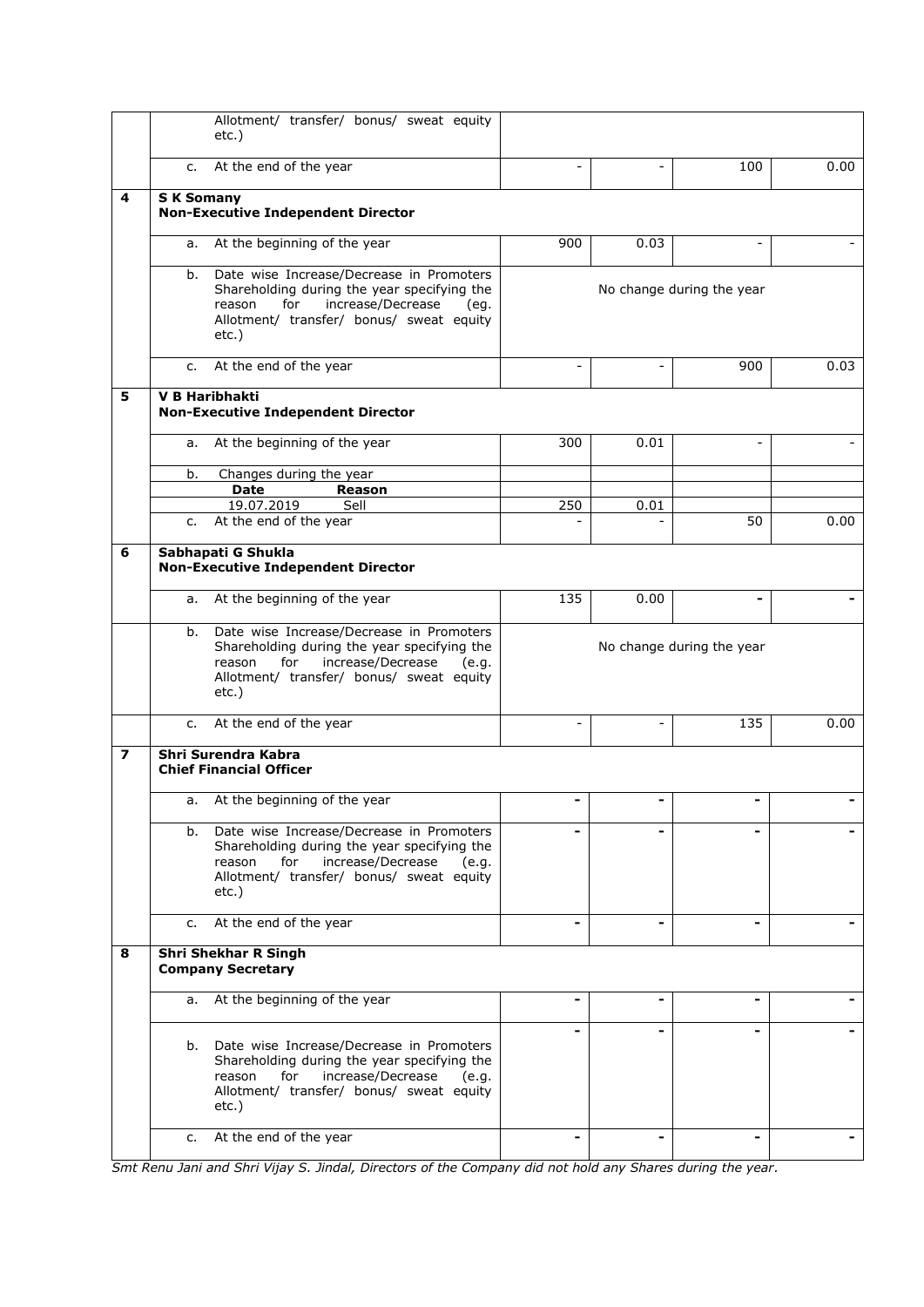| | | | | | |
|---|---|---|---|---|---|
| | Allotment/ transfer/ bonus/ sweat equity etc.) | | | | |
| | c. At the end of the year | - | - | 100 | 0.00 |
| **4** | **S K Somany**<br>**Non-Executive Independent Director** | | | | |
| | a. At the beginning of the year | 900 | 0.03 | - | - |
| | b. Date wise Increase/Decrease in Promoters Shareholding during the year specifying the reason for increase/Decrease (eg. Allotment/ transfer/ bonus/ sweat equity etc.) | No change during the year | | | |
| | c. At the end of the year | - | - | 900 | 0.03 |
| **5** | **V B Haribhakti**<br>**Non-Executive Independent Director** | | | | |
| | a. At the beginning of the year | 300 | 0.01 | - | - |
| | b. Changes during the year | | | | |
| | **Date** **Reason** | | | | |
| | 19.07.2019 Sell | 250 | 0.01 | | |
| | c. At the end of the year | - | - | 50 | 0.00 |
| **6** | **Sabhapati G Shukla**<br>**Non-Executive Independent Director** | | | | |
| | a. At the beginning of the year | 135 | 0.00 | - | - |
| | b. Date wise Increase/Decrease in Promoters Shareholding during the year specifying the reason for increase/Decrease (e.g. Allotment/ transfer/ bonus/ sweat equity etc.) | No change during the year | | | |
| | c. At the end of the year | - | - | 135 | 0.00 |
| **7** | **Shri Surendra Kabra**<br>**Chief Financial Officer** | | | | |
| | a. At the beginning of the year | - | - | - | - |
| | b. Date wise Increase/Decrease in Promoters Shareholding during the year specifying the reason for increase/Decrease (e.g. Allotment/ transfer/ bonus/ sweat equity etc.) | - | - | - | - |
| | c. At the end of the year | - | - | - | - |
| **8** | **Shri Shekhar R Singh**<br>**Company Secretary** | | | | |
| | a. At the beginning of the year | - | - | - | - |
| | b. Date wise Increase/Decrease in Promoters Shareholding during the year specifying the reason for increase/Decrease (e.g. Allotment/ transfer/ bonus/ sweat equity etc.) | - | - | - | - |
| | c. At the end of the year | - | - | - | - |

*Smt Renu Jani and Shri Vijay S. Jindal, Directors of the Company did not hold any Shares during the year.*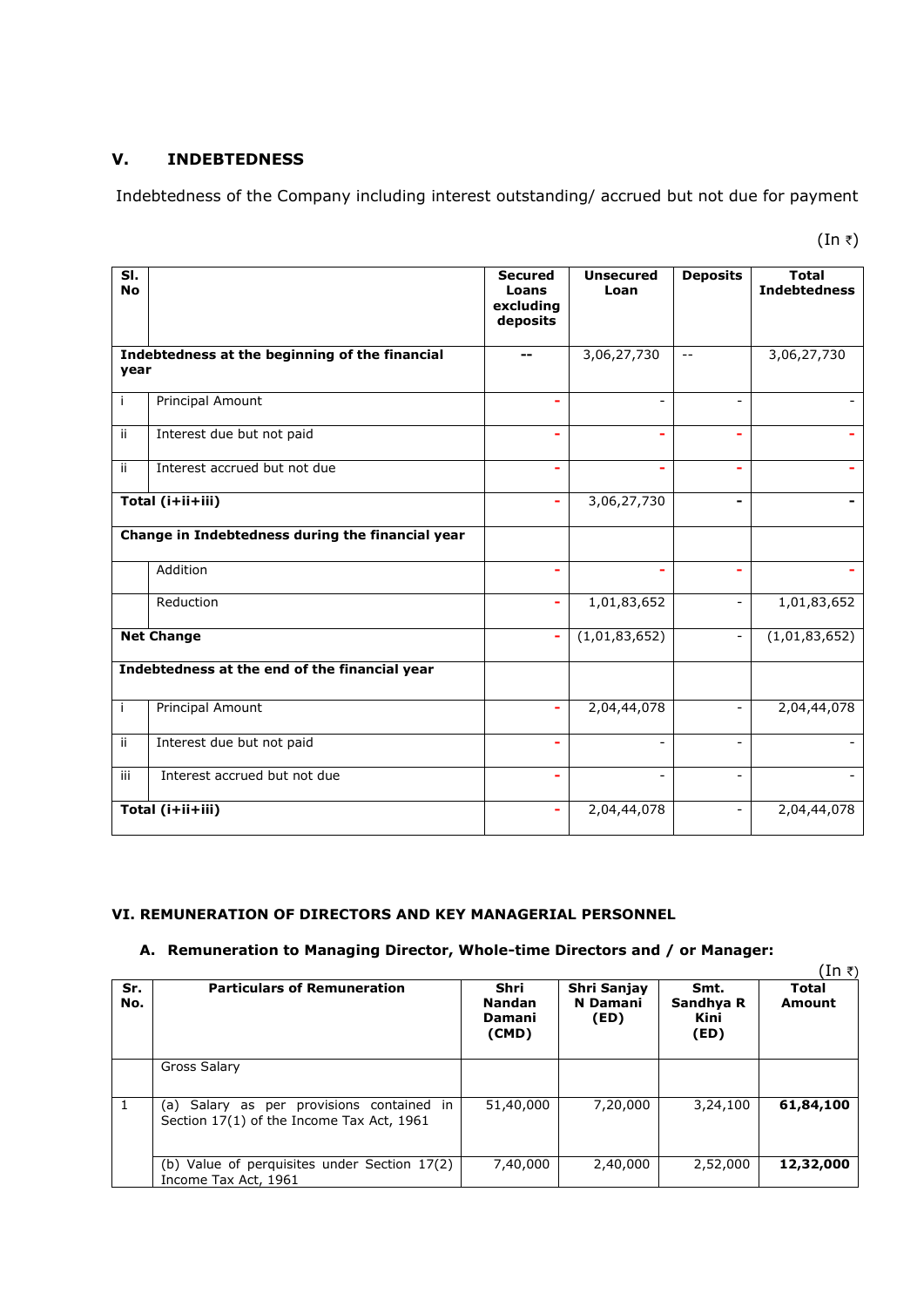## V. INDEBTEDNESS

Indebtedness of the Company including interest outstanding/ accrued but not due for payment

(In ₹)

| Sl. No | | Secured Loans excluding deposits | Unsecured Loan | Deposits | Total Indebtedness |
|---|---|---|---|---|---|
| **Indebtedness at the beginning of the financial year** | | -- | 3,06,27,730 | -- | 3,06,27,730 |
| i | Principal Amount | - | - | - | - |
| ii | Interest due but not paid | - | - | - | - |
| ii | Interest accrued but not due | - | - | - | - |
| **Total (i+ii+iii)** | | - | 3,06,27,730 | - | - |
| **Change in Indebtedness during the financial year** | | | | | |
| | Addition | - | - | - | - |
| | Reduction | - | 1,01,83,652 | - | 1,01,83,652 |
| **Net Change** | | - | (1,01,83,652) | - | (1,01,83,652) |
| **Indebtedness at the end of the financial year** | | | | | |
| i | Principal Amount | - | 2,04,44,078 | - | 2,04,44,078 |
| ii | Interest due but not paid | - | - | - | - |
| iii | Interest accrued but not due | - | - | - | - |
| **Total (i+ii+iii)** | | - | 2,04,44,078 | - | 2,04,44,078 |

### VI. REMUNERATION OF DIRECTORS AND KEY MANAGERIAL PERSONNEL

#### A. Remuneration to Managing Director, Whole-time Directors and / or Manager:

(In ₹)

| Sr. No. | Particulars of Remuneration | Shri Nandan Damani (CMD) | Shri Sanjay N Damani (ED) | Smt. Sandhya R Kini (ED) | Total Amount |
|---|---|---|---|---|---|
| | Gross Salary | | | | |
| 1 | (a) Salary as per provisions contained in Section 17(1) of the Income Tax Act, 1961 | 51,40,000 | 7,20,000 | 3,24,100 | **61,84,100** |
| | (b) Value of perquisites under Section 17(2) Income Tax Act, 1961 | 7,40,000 | 2,40,000 | 2,52,000 | **12,32,000** |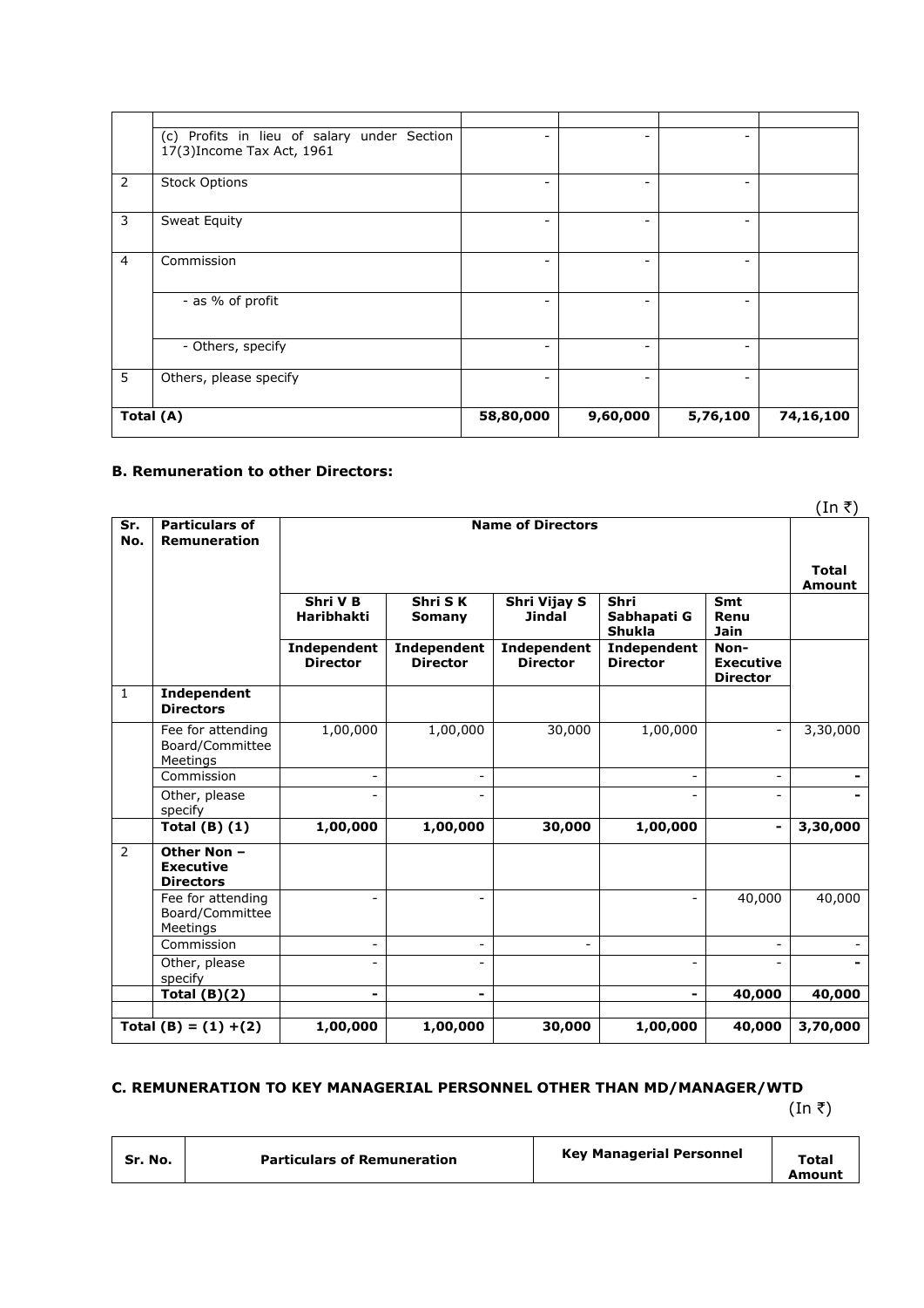| | | | | | |
|---|---|---|---|---|---|
| | (c) Profits in lieu of salary under Section 17(3)Income Tax Act, 1961 | - | - | - | |
| 2 | Stock Options | - | - | - | |
| 3 | Sweat Equity | - | - | - | |
| 4 | Commission | - | - | - | |
| | - as % of profit | - | - | - | |
| | - Others, specify | - | - | - | |
| 5 | Others, please specify | - | - | - | |
| **Total (A)** | | **58,80,000** | **9,60,000** | **5,76,100** | **74,16,100** |

### B. Remuneration to other Directors:

(In ₹)

| Sr. No. | Particulars of Remuneration | Name of Directors | | | | | Total Amount |
|---|---|---|---|---|---|---|---|
| | | Shri V B Haribhakti | Shri S K Somany | Shri Vijay S Jindal | Shri Sabhapati G Shukla | Smt Renu Jain | |
| | | Independent Director | Independent Director | Independent Director | Independent Director | Non-Executive Director | |
| 1 | **Independent Directors** | | | | | | |
| | Fee for attending Board/Committee Meetings | 1,00,000 | 1,00,000 | 30,000 | 1,00,000 | - | 3,30,000 |
| | Commission | - | - | | - | - | - |
| | Other, please specify | - | - | | - | - | - |
| | **Total (B) (1)** | **1,00,000** | **1,00,000** | **30,000** | **1,00,000** | **-** | **3,30,000** |
| 2 | **Other Non – Executive Directors** | | | | | | |
| | Fee for attending Board/Committee Meetings | - | - | | - | 40,000 | 40,000 |
| | Commission | - | - | - | | - | - |
| | Other, please specify | - | - | | - | - | - |
| | **Total (B)(2)** | **-** | **-** | | **-** | **40,000** | **40,000** |
| | | | | | | | |
| **Total (B) = (1) +(2)** | | **1,00,000** | **1,00,000** | **30,000** | **1,00,000** | **40,000** | **3,70,000** |

### C. REMUNERATION TO KEY MANAGERIAL PERSONNEL OTHER THAN MD/MANAGER/WTD

(In ₹)

| Sr. No. | Particulars of Remuneration | Key Managerial Personnel | Total Amount |
|---|---|---|---|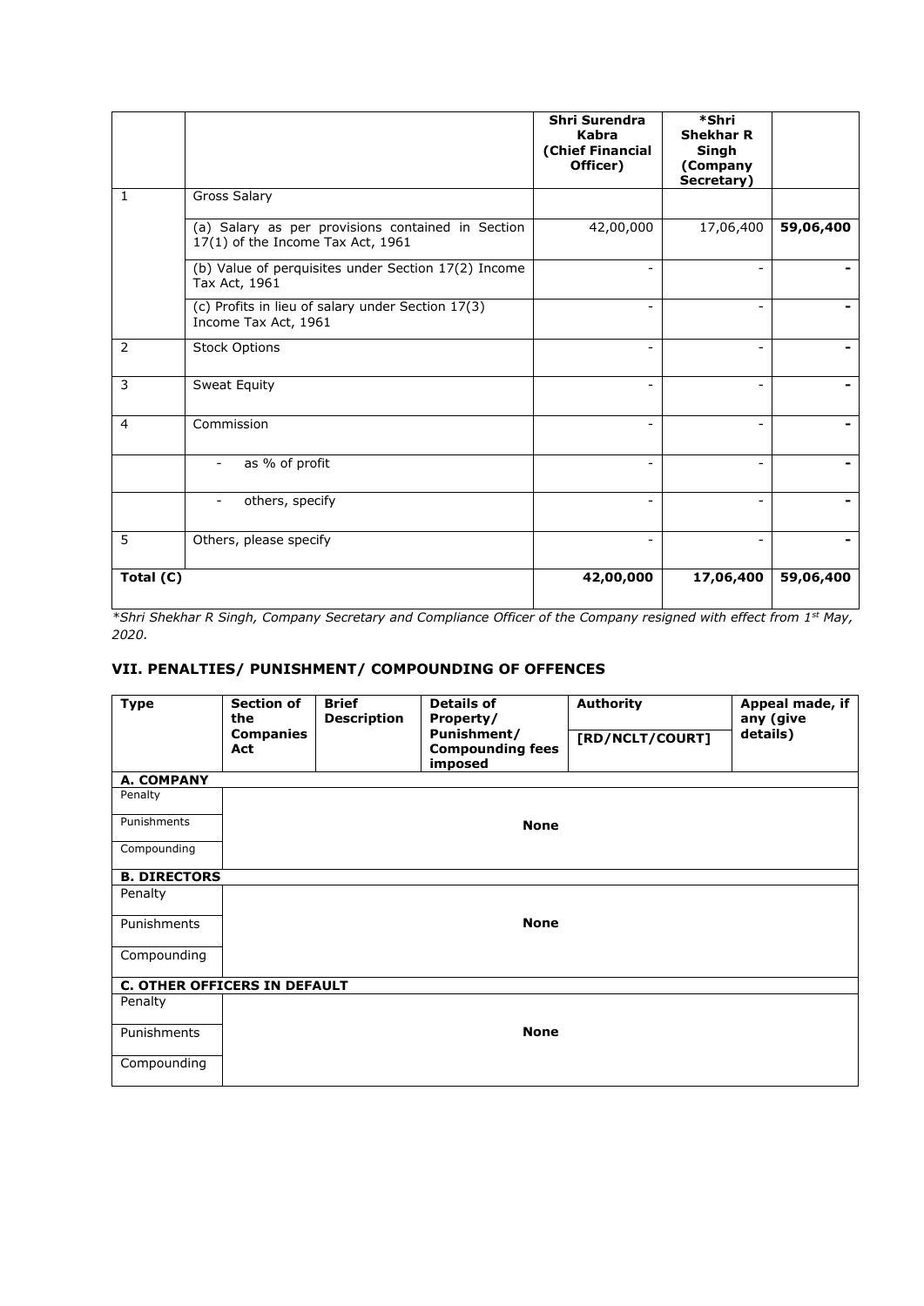| | | Shri Surendra Kabra (Chief Financial Officer) | *Shri Shekhar R Singh (Company Secretary) | |
|---|---|---|---|---|
| 1 | Gross Salary | | | |
| | (a) Salary as per provisions contained in Section 17(1) of the Income Tax Act, 1961 | 42,00,000 | 17,06,400 | **59,06,400** |
| | (b) Value of perquisites under Section 17(2) Income Tax Act, 1961 | - | - | **-** |
| | (c) Profits in lieu of salary under Section 17(3) Income Tax Act, 1961 | - | - | **-** |
| 2 | Stock Options | - | - | **-** |
| 3 | Sweat Equity | - | - | **-** |
| 4 | Commission | - | - | **-** |
| | - as % of profit | - | - | **-** |
| | - others, specify | - | - | **-** |
| 5 | Others, please specify | - | - | **-** |
| **Total (C)** | | **42,00,000** | **17,06,400** | **59,06,400** |

*\*Shri Shekhar R Singh, Company Secretary and Compliance Officer of the Company resigned with effect from 1st May, 2020.*

## VII. PENALTIES/ PUNISHMENT/ COMPOUNDING OF OFFENCES

| Type | Section of the Companies Act | Brief Description | Details of Property/ Punishment/ Compounding fees imposed | Authority [RD/NCLT/COURT] | Appeal made, if any (give details) |
|---|---|---|---|---|---|
| **A. COMPANY** | | | | | |
| Penalty | | | **None** | | |
| Punishments | | | | | |
| Compounding | | | | | |
| **B. DIRECTORS** | | | | | |
| Penalty | | | **None** | | |
| Punishments | | | | | |
| Compounding | | | | | |
| **C. OTHER OFFICERS IN DEFAULT** | | | | | |
| Penalty | | | **None** | | |
| Punishments | | | | | |
| Compounding | | | | | |